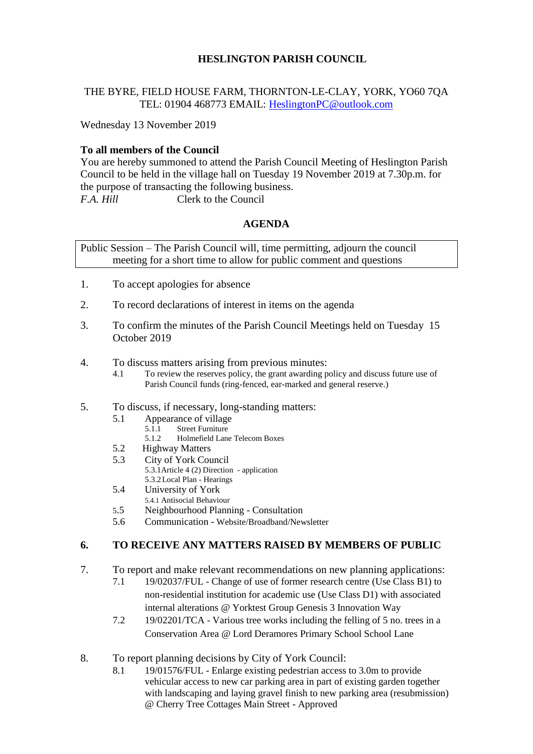# HESLINGTON PARISH COUNCIL

THE BYRE, FIELD HOUSE FARM, THORNTON-LE-CLAY, YORK, YO60 7QA
TEL: 01904 468773 EMAIL: HeslingtonPC@outlook.com

Wednesday 13 November 2019

**To all members of the Council**
You are hereby summoned to attend the Parish Council Meeting of Heslington Parish Council to be held in the village hall on Tuesday 19 November 2019 at 7.30p.m. for the purpose of transacting the following business.
*F.A. Hill* Clerk to the Council

## AGENDA

Public Session – The Parish Council will, time permitting, adjourn the council meeting for a short time to allow for public comment and questions

1. To accept apologies for absence

2. To record declarations of interest in items on the agenda

3. To confirm the minutes of the Parish Council Meetings held on Tuesday 15 October 2019

4. To discuss matters arising from previous minutes:
   - 4.1 To review the reserves policy, the grant awarding policy and discuss future use of Parish Council funds (ring-fenced, ear-marked and general reserve.)

5. To discuss, if necessary, long-standing matters:
   - 5.1 Appearance of village
     - 5.1.1 Street Furniture
     - 5.1.2 Holmefield Lane Telecom Boxes
   - 5.2 Highway Matters
   - 5.3 City of York Council
     - 5.3.1 Article 4 (2) Direction - application
     - 5.3.2 Local Plan - Hearings
   - 5.4 University of York
     - 5.4.1 Antisocial Behaviour
   - 5.5 Neighbourhood Planning - Consultation
   - 5.6 Communication - Website/Broadband/Newsletter

6. **TO RECEIVE ANY MATTERS RAISED BY MEMBERS OF PUBLIC**

7. To report and make relevant recommendations on new planning applications:
   - 7.1 19/02037/FUL - Change of use of former research centre (Use Class B1) to non-residential institution for academic use (Use Class D1) with associated internal alterations @ Yorktest Group Genesis 3 Innovation Way
   - 7.2 19/02201/TCA - Various tree works including the felling of 5 no. trees in a Conservation Area @ Lord Deramores Primary School School Lane

8. To report planning decisions by City of York Council:
   - 8.1 19/01576/FUL - Enlarge existing pedestrian access to 3.0m to provide vehicular access to new car parking area in part of existing garden together with landscaping and laying gravel finish to new parking area (resubmission) @ Cherry Tree Cottages Main Street - Approved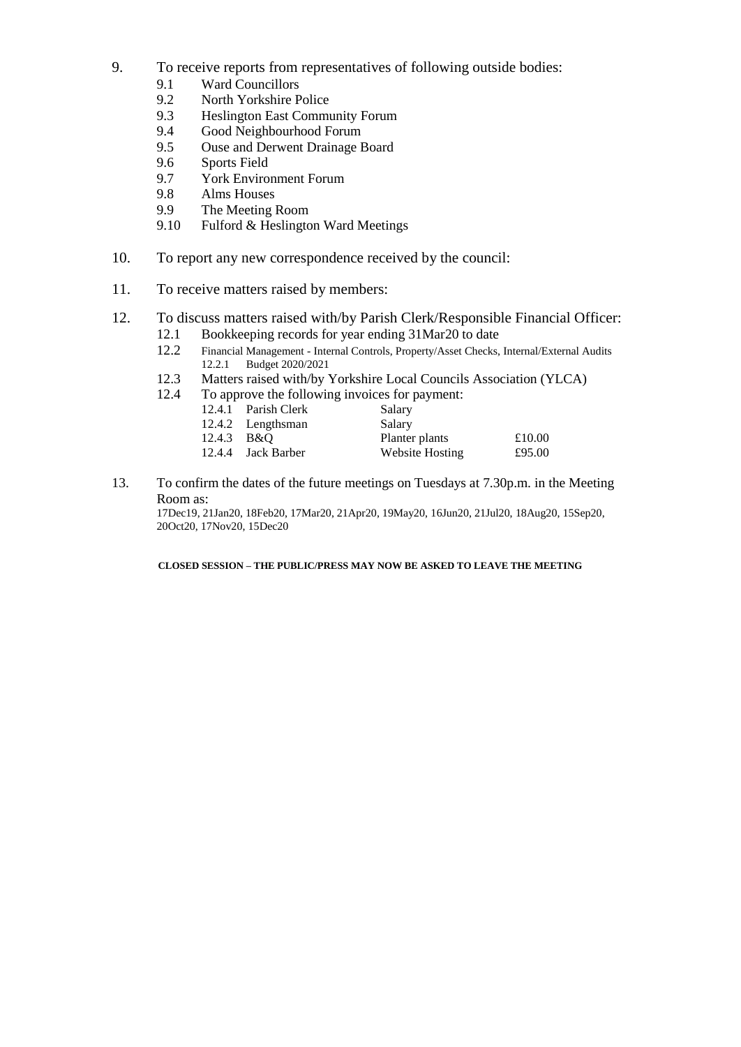9. To receive reports from representatives of following outside bodies:
   - 9.1 Ward Councillors
   - 9.2 North Yorkshire Police
   - 9.3 Heslington East Community Forum
   - 9.4 Good Neighbourhood Forum
   - 9.5 Ouse and Derwent Drainage Board
   - 9.6 Sports Field
   - 9.7 York Environment Forum
   - 9.8 Alms Houses
   - 9.9 The Meeting Room
   - 9.10 Fulford & Heslington Ward Meetings

10. To report any new correspondence received by the council:

11. To receive matters raised by members:

12. To discuss matters raised with/by Parish Clerk/Responsible Financial Officer:
   - 12.1 Bookkeeping records for year ending 31Mar20 to date
   - 12.2 Financial Management - Internal Controls, Property/Asset Checks, Internal/External Audits
     - 12.2.1 Budget 2020/2021
   - 12.3 Matters raised with/by Yorkshire Local Councils Association (YLCA)
   - 12.4 To approve the following invoices for payment:

| | | | |
|---|---|---|---|
| 12.4.1 | Parish Clerk | Salary | |
| 12.4.2 | Lengthsman | Salary | |
| 12.4.3 | B&Q | Planter plants | £10.00 |
| 12.4.4 | Jack Barber | Website Hosting | £95.00 |

13. To confirm the dates of the future meetings on Tuesdays at 7.30p.m. in the Meeting Room as:
   17Dec19, 21Jan20, 18Feb20, 17Mar20, 21Apr20, 19May20, 16Jun20, 21Jul20, 18Aug20, 15Sep20, 20Oct20, 17Nov20, 15Dec20

**CLOSED SESSION – THE PUBLIC/PRESS MAY NOW BE ASKED TO LEAVE THE MEETING**